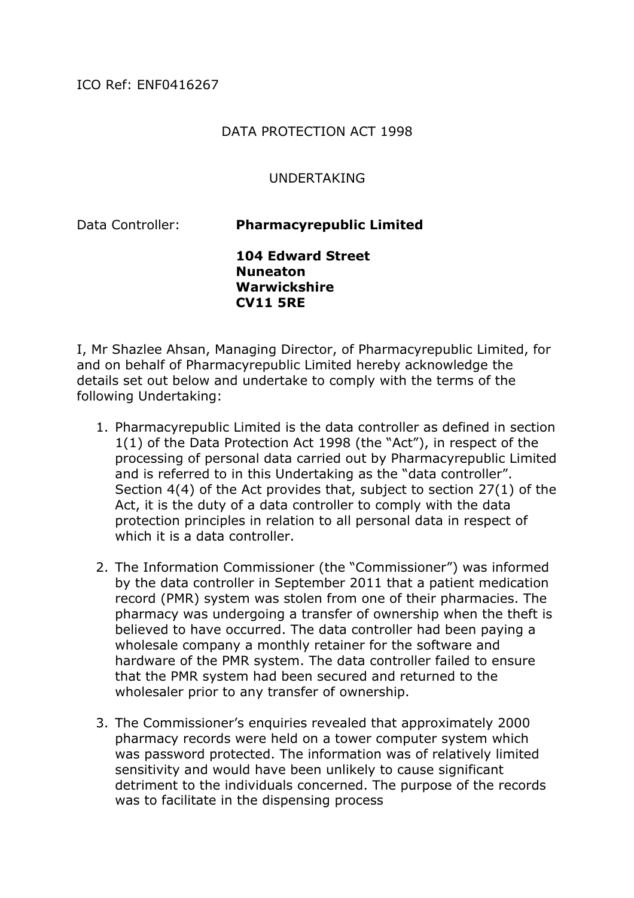ICO Ref: ENF0416267

DATA PROTECTION ACT 1998

UNDERTAKING

Data Controller: **Pharmacyrepublic Limited**

**104 Edward Street**
**Nuneaton**
**Warwickshire**
**CV11 5RE**

I, Mr Shazlee Ahsan, Managing Director, of Pharmacyrepublic Limited, for and on behalf of Pharmacyrepublic Limited hereby acknowledge the details set out below and undertake to comply with the terms of the following Undertaking:

1. Pharmacyrepublic Limited is the data controller as defined in section 1(1) of the Data Protection Act 1998 (the "Act"), in respect of the processing of personal data carried out by Pharmacyrepublic Limited and is referred to in this Undertaking as the "data controller". Section 4(4) of the Act provides that, subject to section 27(1) of the Act, it is the duty of a data controller to comply with the data protection principles in relation to all personal data in respect of which it is a data controller.

2. The Information Commissioner (the "Commissioner") was informed by the data controller in September 2011 that a patient medication record (PMR) system was stolen from one of their pharmacies. The pharmacy was undergoing a transfer of ownership when the theft is believed to have occurred. The data controller had been paying a wholesale company a monthly retainer for the software and hardware of the PMR system. The data controller failed to ensure that the PMR system had been secured and returned to the wholesaler prior to any transfer of ownership.

3. The Commissioner's enquiries revealed that approximately 2000 pharmacy records were held on a tower computer system which was password protected. The information was of relatively limited sensitivity and would have been unlikely to cause significant detriment to the individuals concerned. The purpose of the records was to facilitate in the dispensing process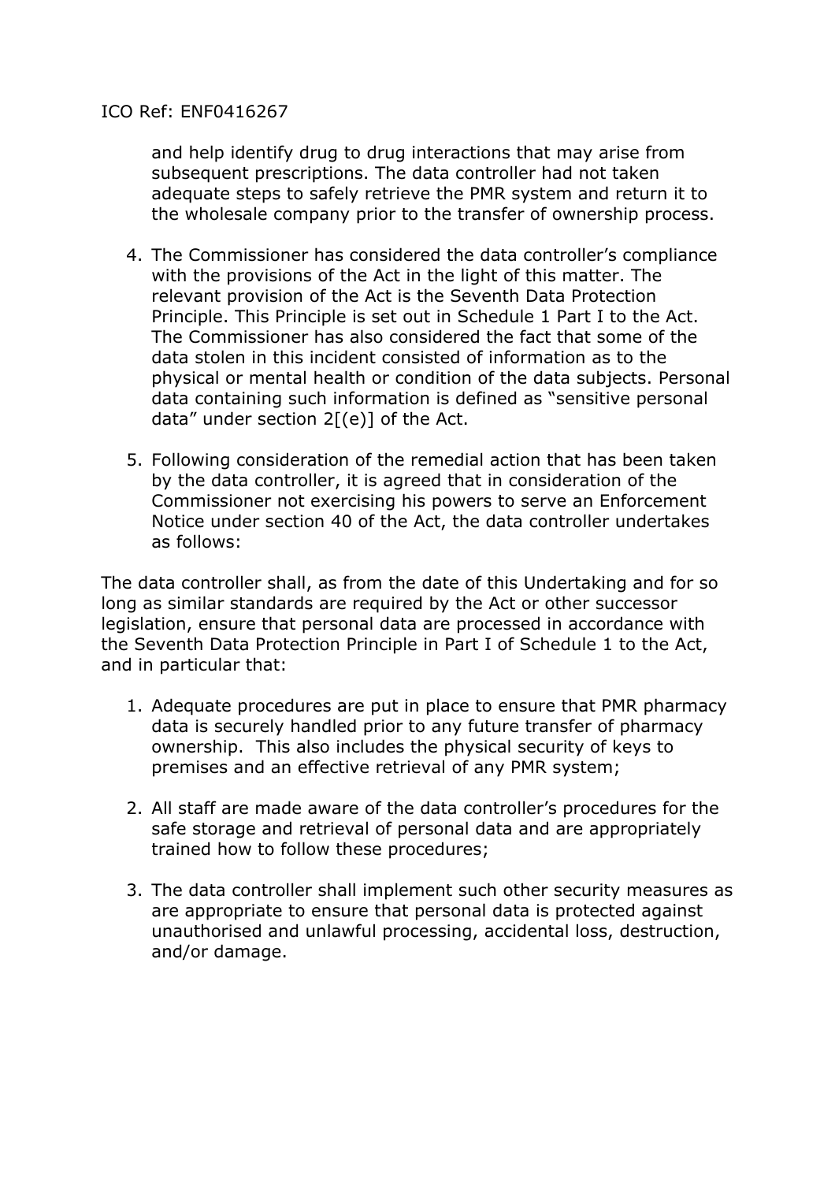and help identify drug to drug interactions that may arise from subsequent prescriptions. The data controller had not taken adequate steps to safely retrieve the PMR system and return it to the wholesale company prior to the transfer of ownership process.

4. The Commissioner has considered the data controller's compliance with the provisions of the Act in the light of this matter. The relevant provision of the Act is the Seventh Data Protection Principle. This Principle is set out in Schedule 1 Part I to the Act. The Commissioner has also considered the fact that some of the data stolen in this incident consisted of information as to the physical or mental health or condition of the data subjects. Personal data containing such information is defined as "sensitive personal data" under section 2[(e)] of the Act.

5. Following consideration of the remedial action that has been taken by the data controller, it is agreed that in consideration of the Commissioner not exercising his powers to serve an Enforcement Notice under section 40 of the Act, the data controller undertakes as follows:

The data controller shall, as from the date of this Undertaking and for so long as similar standards are required by the Act or other successor legislation, ensure that personal data are processed in accordance with the Seventh Data Protection Principle in Part I of Schedule 1 to the Act, and in particular that:

1. Adequate procedures are put in place to ensure that PMR pharmacy data is securely handled prior to any future transfer of pharmacy ownership. This also includes the physical security of keys to premises and an effective retrieval of any PMR system;

2. All staff are made aware of the data controller's procedures for the safe storage and retrieval of personal data and are appropriately trained how to follow these procedures;

3. The data controller shall implement such other security measures as are appropriate to ensure that personal data is protected against unauthorised and unlawful processing, accidental loss, destruction, and/or damage.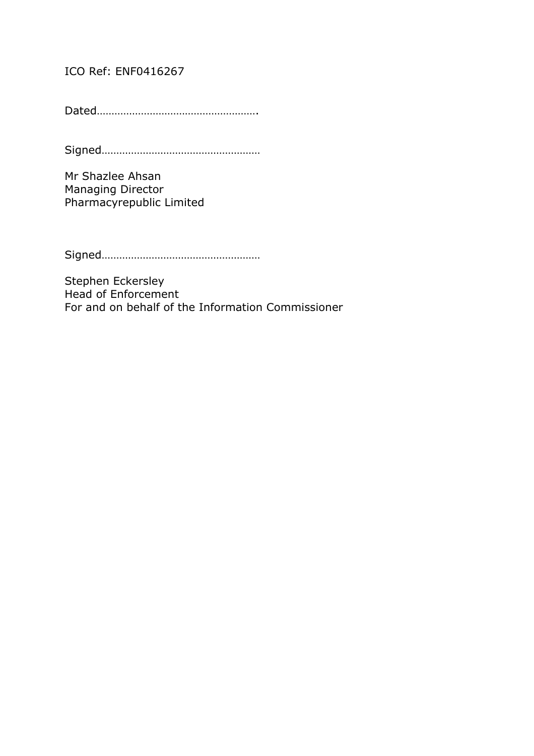ICO Ref: ENF0416267

Dated……………………………………………….

Signed………………………………………………

Mr Shazlee Ahsan
Managing Director
Pharmacyrepublic Limited

Signed………………………………………………

Stephen Eckersley
Head of Enforcement
For and on behalf of the Information Commissioner